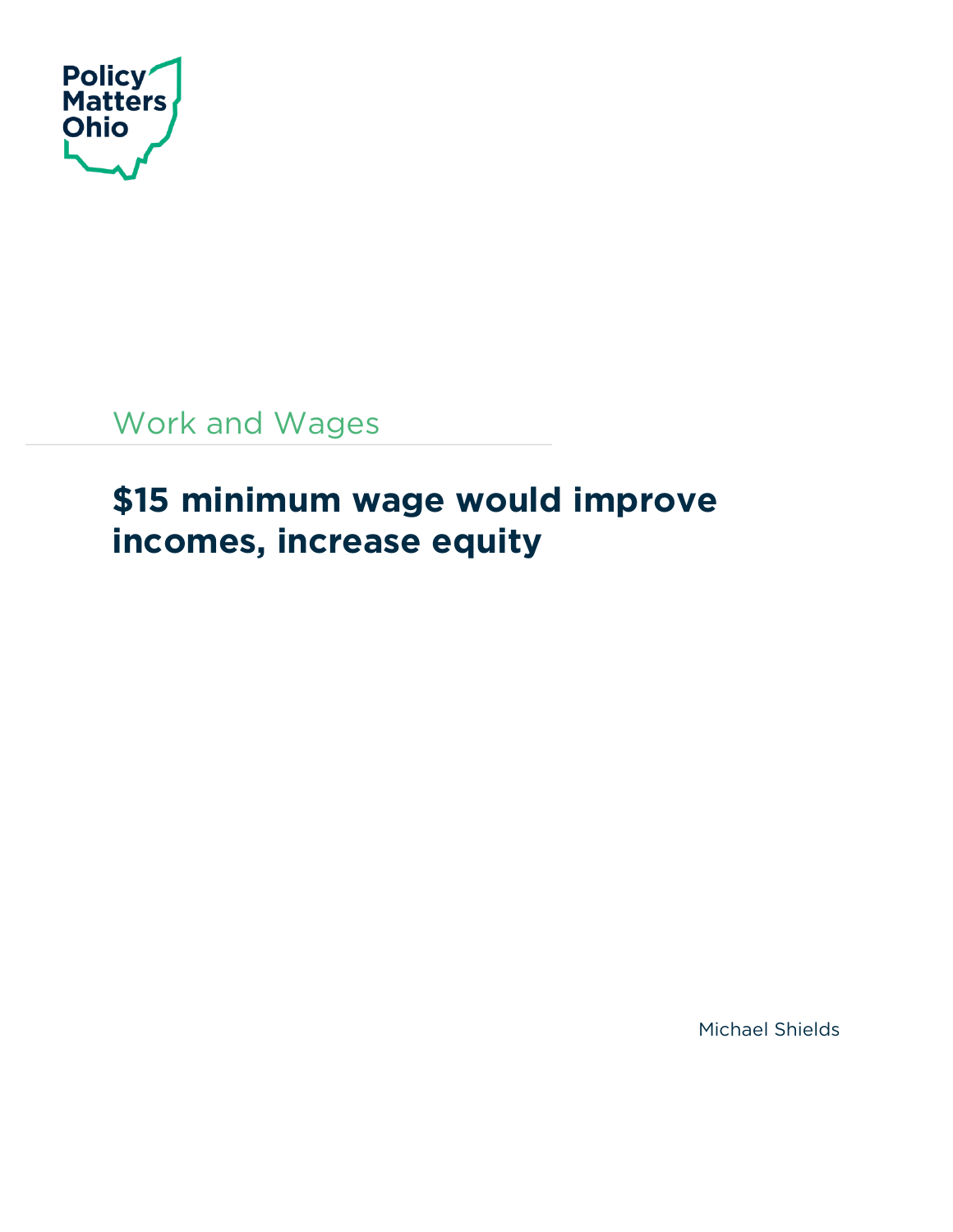Policy Matters Ohio

Work and Wages

# $15 minimum wage would improve incomes, increase equity

Michael Shields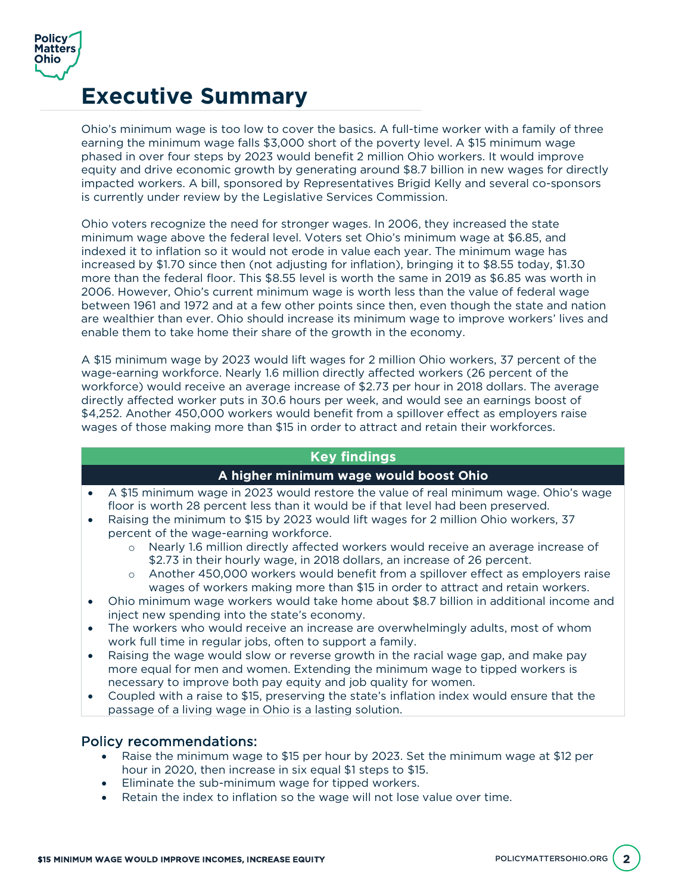# Executive Summary

Ohio's minimum wage is too low to cover the basics. A full-time worker with a family of three earning the minimum wage falls $3,000 short of the poverty level. A $15 minimum wage phased in over four steps by 2023 would benefit 2 million Ohio workers. It would improve equity and drive economic growth by generating around $8.7 billion in new wages for directly impacted workers. A bill, sponsored by Representatives Brigid Kelly and several co-sponsors is currently under review by the Legislative Services Commission.

Ohio voters recognize the need for stronger wages. In 2006, they increased the state minimum wage above the federal level. Voters set Ohio's minimum wage at $6.85, and indexed it to inflation so it would not erode in value each year. The minimum wage has increased by $1.70 since then (not adjusting for inflation), bringing it to $8.55 today, $1.30 more than the federal floor. This $8.55 level is worth the same in 2019 as $6.85 was worth in 2006. However, Ohio's current minimum wage is worth less than the value of federal wage between 1961 and 1972 and at a few other points since then, even though the state and nation are wealthier than ever. Ohio should increase its minimum wage to improve workers' lives and enable them to take home their share of the growth in the economy.

A $15 minimum wage by 2023 would lift wages for 2 million Ohio workers, 37 percent of the wage-earning workforce. Nearly 1.6 million directly affected workers (26 percent of the workforce) would receive an average increase of $2.73 per hour in 2018 dollars. The average directly affected worker puts in 30.6 hours per week, and would see an earnings boost of $4,252. Another 450,000 workers would benefit from a spillover effect as employers raise wages of those making more than $15 in order to attract and retain their workforces.

## Key findings

### A higher minimum wage would boost Ohio

- A $15 minimum wage in 2023 would restore the value of real minimum wage. Ohio's wage floor is worth 28 percent less than it would be if that level had been preserved.
- Raising the minimum to $15 by 2023 would lift wages for 2 million Ohio workers, 37 percent of the wage-earning workforce.
  - Nearly 1.6 million directly affected workers would receive an average increase of $2.73 in their hourly wage, in 2018 dollars, an increase of 26 percent.
  - Another 450,000 workers would benefit from a spillover effect as employers raise wages of workers making more than $15 in order to attract and retain workers.
- Ohio minimum wage workers would take home about $8.7 billion in additional income and inject new spending into the state's economy.
- The workers who would receive an increase are overwhelmingly adults, most of whom work full time in regular jobs, often to support a family.
- Raising the wage would slow or reverse growth in the racial wage gap, and make pay more equal for men and women. Extending the minimum wage to tipped workers is necessary to improve both pay equity and job quality for women.
- Coupled with a raise to $15, preserving the state's inflation index would ensure that the passage of a living wage in Ohio is a lasting solution.

## Policy recommendations:

- Raise the minimum wage to $15 per hour by 2023. Set the minimum wage at $12 per hour in 2020, then increase in six equal $1 steps to $15.
- Eliminate the sub-minimum wage for tipped workers.
- Retain the index to inflation so the wage will not lose value over time.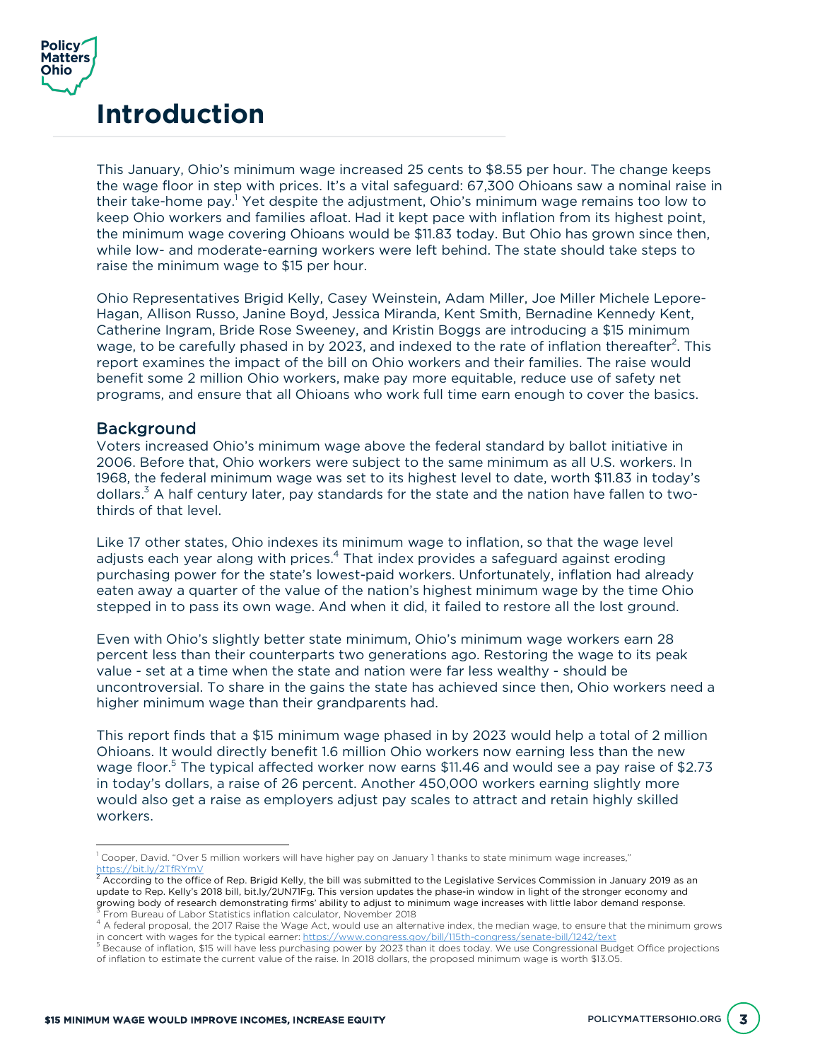# Introduction

This January, Ohio's minimum wage increased 25 cents to $8.55 per hour. The change keeps the wage floor in step with prices. It's a vital safeguard: 67,300 Ohioans saw a nominal raise in their take-home pay.[1] Yet despite the adjustment, Ohio's minimum wage remains too low to keep Ohio workers and families afloat. Had it kept pace with inflation from its highest point, the minimum wage covering Ohioans would be $11.83 today. But Ohio has grown since then, while low- and moderate-earning workers were left behind. The state should take steps to raise the minimum wage to $15 per hour.

Ohio Representatives Brigid Kelly, Casey Weinstein, Adam Miller, Joe Miller Michele Lepore-Hagan, Allison Russo, Janine Boyd, Jessica Miranda, Kent Smith, Bernadine Kennedy Kent, Catherine Ingram, Bride Rose Sweeney, and Kristin Boggs are introducing a $15 minimum wage, to be carefully phased in by 2023, and indexed to the rate of inflation thereafter[2]. This report examines the impact of the bill on Ohio workers and their families. The raise would benefit some 2 million Ohio workers, make pay more equitable, reduce use of safety net programs, and ensure that all Ohioans who work full time earn enough to cover the basics.

## Background

Voters increased Ohio's minimum wage above the federal standard by ballot initiative in 2006. Before that, Ohio workers were subject to the same minimum as all U.S. workers. In 1968, the federal minimum wage was set to its highest level to date, worth $11.83 in today's dollars.[3] A half century later, pay standards for the state and the nation have fallen to two-thirds of that level.

Like 17 other states, Ohio indexes its minimum wage to inflation, so that the wage level adjusts each year along with prices.[4] That index provides a safeguard against eroding purchasing power for the state's lowest-paid workers. Unfortunately, inflation had already eaten away a quarter of the value of the nation's highest minimum wage by the time Ohio stepped in to pass its own wage. And when it did, it failed to restore all the lost ground.

Even with Ohio's slightly better state minimum, Ohio's minimum wage workers earn 28 percent less than their counterparts two generations ago. Restoring the wage to its peak value - set at a time when the state and nation were far less wealthy - should be uncontroversial. To share in the gains the state has achieved since then, Ohio workers need a higher minimum wage than their grandparents had.

This report finds that a $15 minimum wage phased in by 2023 would help a total of 2 million Ohioans. It would directly benefit 1.6 million Ohio workers now earning less than the new wage floor.[5] The typical affected worker now earns $11.46 and would see a pay raise of $2.73 in today's dollars, a raise of 26 percent. Another 450,000 workers earning slightly more would also get a raise as employers adjust pay scales to attract and retain highly skilled workers.

---

[1] Cooper, David. "Over 5 million workers will have higher pay on January 1 thanks to state minimum wage increases," https://bit.ly/2TfRYmV

[2] According to the office of Rep. Brigid Kelly, the bill was submitted to the Legislative Services Commission in January 2019 as an update to Rep. Kelly's 2018 bill, bit.ly/2UN71Fg. This version updates the phase-in window in light of the stronger economy and growing body of research demonstrating firms' ability to adjust to minimum wage increases with little labor demand response.

[3] From Bureau of Labor Statistics inflation calculator, November 2018

[4] A federal proposal, the 2017 Raise the Wage Act, would use an alternative index, the median wage, to ensure that the minimum grows in concert with wages for the typical earner: https://www.congress.gov/bill/115th-congress/senate-bill/1242/text

[5] Because of inflation, $15 will have less purchasing power by 2023 than it does today. We use Congressional Budget Office projections of inflation to estimate the current value of the raise. In 2018 dollars, the proposed minimum wage is worth $13.05.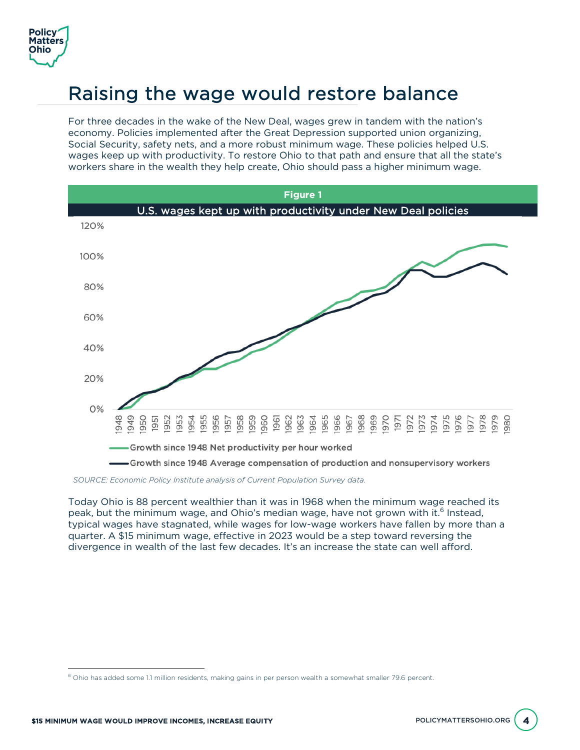# Raising the wage would restore balance

For three decades in the wake of the New Deal, wages grew in tandem with the nation's economy. Policies implemented after the Great Depression supported union organizing, Social Security, safety nets, and a more robust minimum wage. These policies helped U.S. wages keep up with productivity. To restore Ohio to that path and ensure that all the state's workers share in the wealth they help create, Ohio should pass a higher minimum wage.

**Figure 1**

**U.S. wages kept up with productivity under New Deal policies**

Growth since 1948 Net productivity per hour worked

Growth since 1948 Average compensation of production and nonsupervisory workers

*SOURCE: Economic Policy Institute analysis of Current Population Survey data.*

Today Ohio is 88 percent wealthier than it was in 1968 when the minimum wage reached its peak, but the minimum wage, and Ohio's median wage, have not grown with it.[6] Instead, typical wages have stagnated, while wages for low-wage workers have fallen by more than a quarter. A $15 minimum wage, effective in 2023 would be a step toward reversing the divergence in wealth of the last few decades. It's an increase the state can well afford.

[6] Ohio has added some 1.1 million residents, making gains in per person wealth a somewhat smaller 79.6 percent.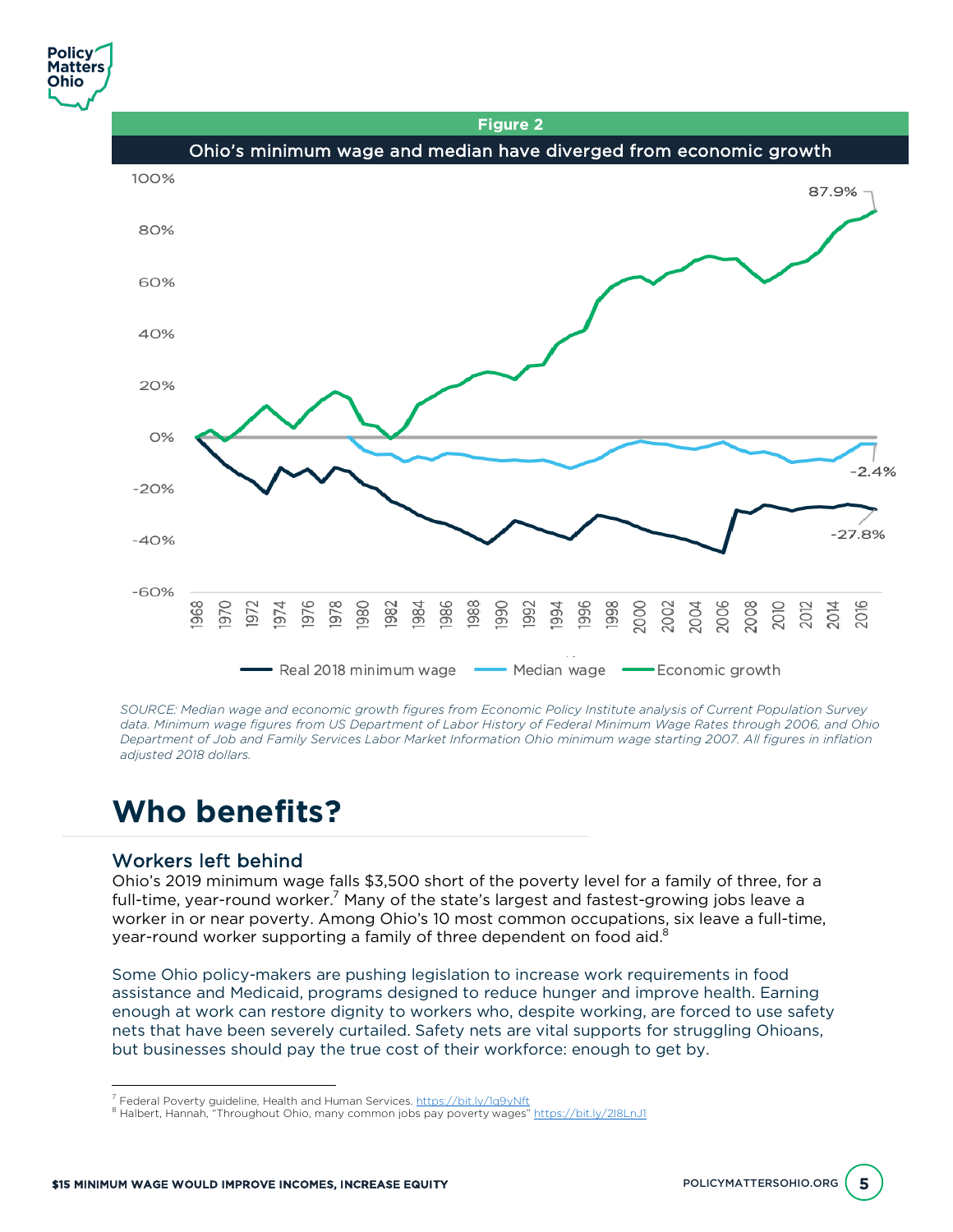**Figure 2**

**Ohio's minimum wage and median have diverged from economic growth**

SOURCE: Median wage and economic growth figures from Economic Policy Institute analysis of Current Population Survey data. Minimum wage figures from US Department of Labor History of Federal Minimum Wage Rates through 2006, and Ohio Department of Job and Family Services Labor Market Information Ohio minimum wage starting 2007. All figures in inflation adjusted 2018 dollars.

# Who benefits?

## Workers left behind

Ohio's 2019 minimum wage falls $3,500 short of the poverty level for a family of three, for a full-time, year-round worker.[7] Many of the state's largest and fastest-growing jobs leave a worker in or near poverty. Among Ohio's 10 most common occupations, six leave a full-time, year-round worker supporting a family of three dependent on food aid.[8]

Some Ohio policy-makers are pushing legislation to increase work requirements in food assistance and Medicaid, programs designed to reduce hunger and improve health. Earning enough at work can restore dignity to workers who, despite working, are forced to use safety nets that have been severely curtailed. Safety nets are vital supports for struggling Ohioans, but businesses should pay the true cost of their workforce: enough to get by.

---

[7] Federal Poverty guideline, Health and Human Services. https://bit.ly/1g9yNft

[8] Halbert, Hannah, "Throughout Ohio, many common jobs pay poverty wages" https://bit.ly/2l8LnJ1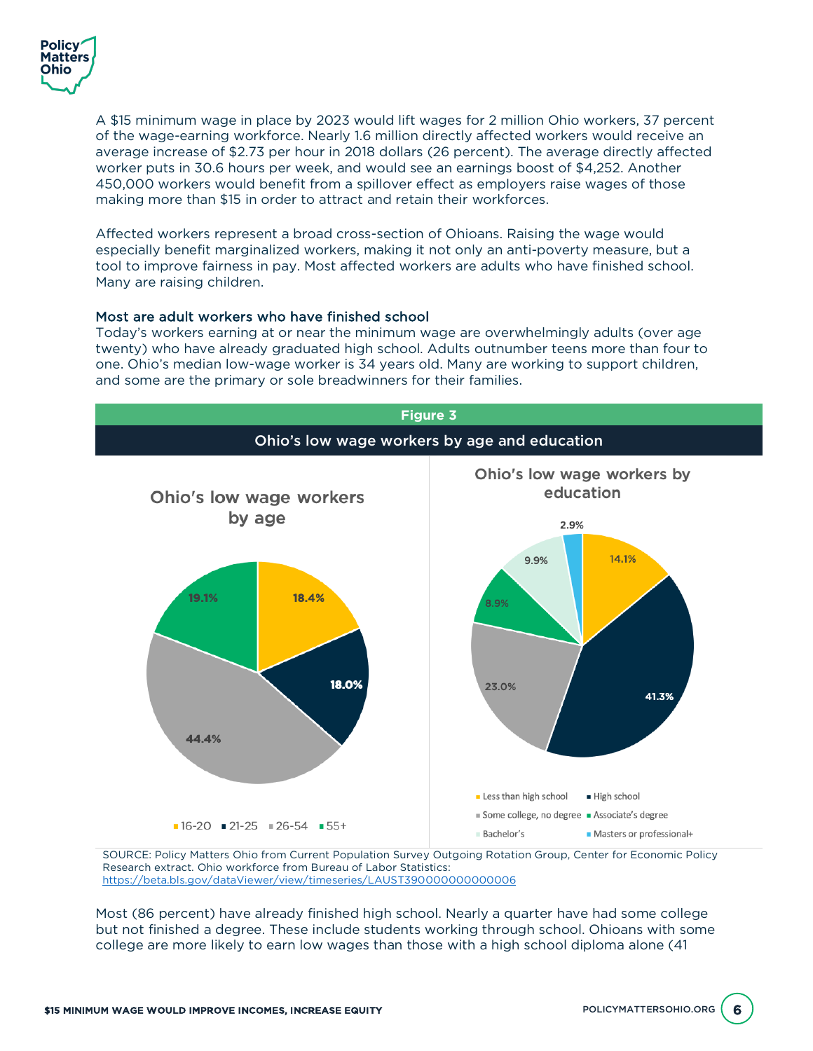A $15 minimum wage in place by 2023 would lift wages for 2 million Ohio workers, 37 percent of the wage-earning workforce. Nearly 1.6 million directly affected workers would receive an average increase of $2.73 per hour in 2018 dollars (26 percent). The average directly affected worker puts in 30.6 hours per week, and would see an earnings boost of $4,252. Another 450,000 workers would benefit from a spillover effect as employers raise wages of those making more than $15 in order to attract and retain their workforces.

Affected workers represent a broad cross-section of Ohioans. Raising the wage would especially benefit marginalized workers, making it not only an anti-poverty measure, but a tool to improve fairness in pay. Most affected workers are adults who have finished school. Many are raising children.

### Most are adult workers who have finished school

Today's workers earning at or near the minimum wage are overwhelmingly adults (over age twenty) who have already graduated high school. Adults outnumber teens more than four to one. Ohio's median low-wage worker is 34 years old. Many are working to support children, and some are the primary or sole breadwinners for their families.

**Figure 3**

**Ohio's low wage workers by age and education**

**Ohio's low wage workers by age**

| Age | Share |
|---|---|
| 16-20 | 18.4% |
| 21-25 | 18.0% |
| 26-54 | 44.4% |
| 55+ | 19.1% |

**Ohio's low wage workers by education**

| Education | Share |
|---|---|
| Less than high school | 14.1% |
| High school | 41.3% |
| Some college, no degree | 23.0% |
| Associate's degree | 8.9% |
| Bachelor's | 9.9% |
| Masters or professional+ | 2.9% |

SOURCE: Policy Matters Ohio from Current Population Survey Outgoing Rotation Group, Center for Economic Policy Research extract. Ohio workforce from Bureau of Labor Statistics: https://beta.bls.gov/dataViewer/view/timeseries/LAUST390000000000006

Most (86 percent) have already finished high school. Nearly a quarter have had some college but not finished a degree. These include students working through school. Ohioans with some college are more likely to earn low wages than those with a high school diploma alone (41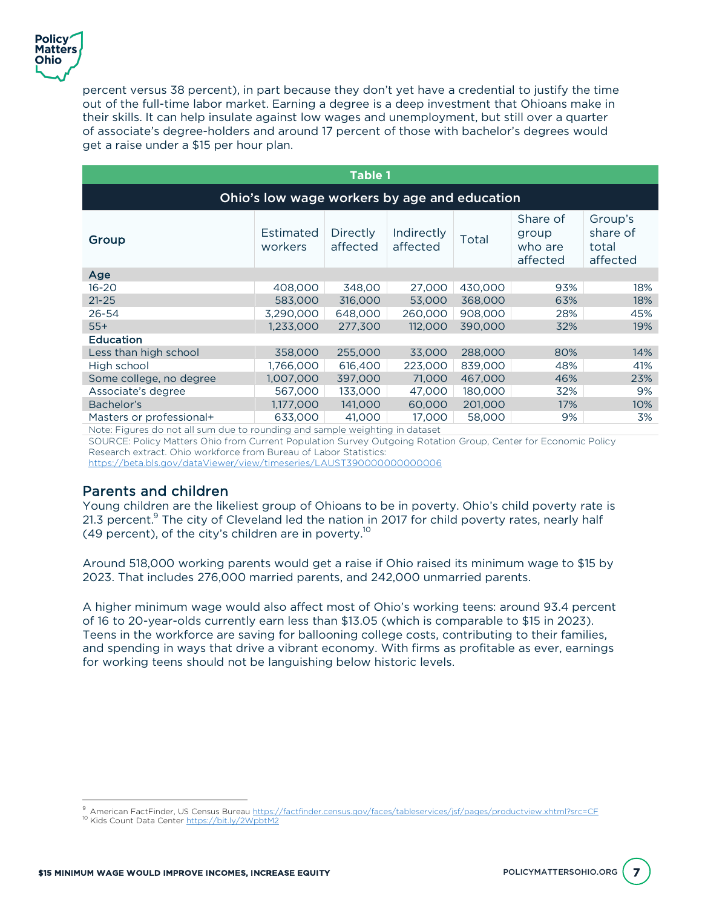percent versus 38 percent), in part because they don't yet have a credential to justify the time out of the full-time labor market. Earning a degree is a deep investment that Ohioans make in their skills. It can help insulate against low wages and unemployment, but still over a quarter of associate's degree-holders and around 17 percent of those with bachelor's degrees would get a raise under a $15 per hour plan.

**Table 1**

**Ohio's low wage workers by age and education**

| Group | Estimated workers | Directly affected | Indirectly affected | Total | Share of group who are affected | Group's share of total affected |
|---|---|---|---|---|---|---|
| **Age** | | | | | | |
| 16-20 | 408,000 | 348,00 | 27,000 | 430,000 | 93% | 18% |
| 21-25 | 583,000 | 316,000 | 53,000 | 368,000 | 63% | 18% |
| 26-54 | 3,290,000 | 648,000 | 260,000 | 908,000 | 28% | 45% |
| 55+ | 1,233,000 | 277,300 | 112,000 | 390,000 | 32% | 19% |
| **Education** | | | | | | |
| Less than high school | 358,000 | 255,000 | 33,000 | 288,000 | 80% | 14% |
| High school | 1,766,000 | 616,400 | 223,000 | 839,000 | 48% | 41% |
| Some college, no degree | 1,007,000 | 397,000 | 71,000 | 467,000 | 46% | 23% |
| Associate's degree | 567,000 | 133,000 | 47,000 | 180,000 | 32% | 9% |
| Bachelor's | 1,177,000 | 141,000 | 60,000 | 201,000 | 17% | 10% |
| Masters or professional+ | 633,000 | 41,000 | 17,000 | 58,000 | 9% | 3% |

Note: Figures do not all sum due to rounding and sample weighting in dataset

SOURCE: Policy Matters Ohio from Current Population Survey Outgoing Rotation Group, Center for Economic Policy Research extract. Ohio workforce from Bureau of Labor Statistics: https://beta.bls.gov/dataViewer/view/timeseries/LAUST390000000000006

## Parents and children

Young children are the likeliest group of Ohioans to be in poverty. Ohio's child poverty rate is 21.3 percent.[9] The city of Cleveland led the nation in 2017 for child poverty rates, nearly half (49 percent), of the city's children are in poverty.[10]

Around 518,000 working parents would get a raise if Ohio raised its minimum wage to $15 by 2023. That includes 276,000 married parents, and 242,000 unmarried parents.

A higher minimum wage would also affect most of Ohio's working teens: around 93.4 percent of 16 to 20-year-olds currently earn less than $13.05 (which is comparable to $15 in 2023). Teens in the workforce are saving for ballooning college costs, contributing to their families, and spending in ways that drive a vibrant economy. With firms as profitable as ever, earnings for working teens should not be languishing below historic levels.

---

[9] American FactFinder, US Census Bureau https://factfinder.census.gov/faces/tableservices/jsf/pages/productview.xhtml?src=CF

[10] Kids Count Data Center https://bit.ly/2WpbtM2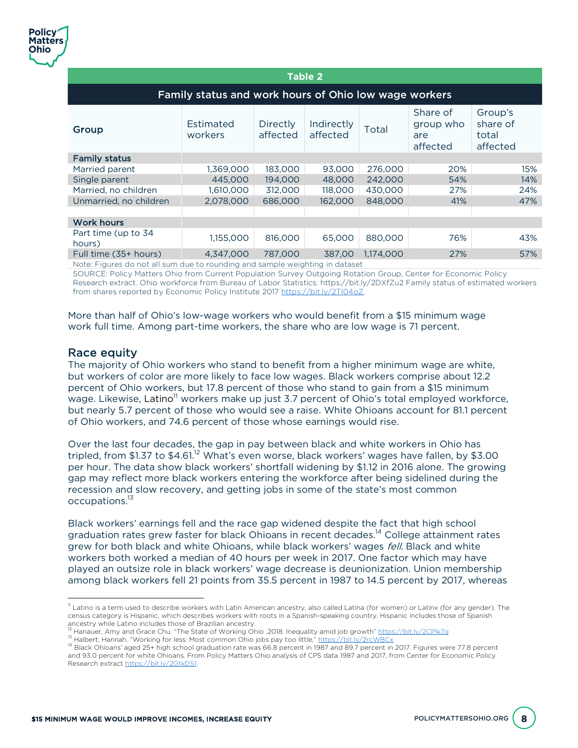| Table 2 | | | | | | |
|---|---|---|---|---|---|---|
| **Family status and work hours of Ohio low wage workers** | | | | | | |
| Group | Estimated workers | Directly affected | Indirectly affected | Total | Share of group who are affected | Group's share of total affected |
| **Family status** | | | | | | |
| Married parent | 1,369,000 | 183,000 | 93,000 | 276,000 | 20% | 15% |
| Single parent | 445,000 | 194,000 | 48,000 | 242,000 | 54% | 14% |
| Married, no children | 1,610,000 | 312,000 | 118,000 | 430,000 | 27% | 24% |
| Unmarried, no children | 2,078,000 | 686,000 | 162,000 | 848,000 | 41% | 47% |
| | | | | | | |
| **Work hours** | | | | | | |
| Part time (up to 34 hours) | 1,155,000 | 816,000 | 65,000 | 880,000 | 76% | 43% |
| Full time (35+ hours) | 4,347,000 | 787,000 | 387,00 | 1,174,000 | 27% | 57% |

Note: Figures do not all sum due to rounding and sample weighting in dataset

SOURCE: Policy Matters Ohio from Current Population Survey Outgoing Rotation Group, Center for Economic Policy Research extract. Ohio workforce from Bureau of Labor Statistics: https://bit.ly/2DXfZu2 Family status of estimated workers from shares reported by Economic Policy Institute 2017 https://bit.ly/2TI04oZ.

More than half of Ohio's low-wage workers who would benefit from a $15 minimum wage work full time. Among part-time workers, the share who are low wage is 71 percent.

## Race equity

The majority of Ohio workers who stand to benefit from a higher minimum wage are white, but workers of color are more likely to face low wages. Black workers comprise about 12.2 percent of Ohio workers, but 17.8 percent of those who stand to gain from a $15 minimum wage. Likewise, Latino[11] workers make up just 3.7 percent of Ohio's total employed workforce, but nearly 5.7 percent of those who would see a raise. White Ohioans account for 81.1 percent of Ohio workers, and 74.6 percent of those whose earnings would rise.

Over the last four decades, the gap in pay between black and white workers in Ohio has tripled, from $1.37 to $4.61.[12] What's even worse, black workers' wages have fallen, by $3.00 per hour. The data show black workers' shortfall widening by $1.12 in 2016 alone. The growing gap may reflect more black workers entering the workforce after being sidelined during the recession and slow recovery, and getting jobs in some of the state's most common occupations.[13]

Black workers' earnings fell and the race gap widened despite the fact that high school graduation rates grew faster for black Ohioans in recent decades.[14] College attainment rates grew for both black and white Ohioans, while black workers' wages *fell*. Black and white workers both worked a median of 40 hours per week in 2017. One factor which may have played an outsize role in black workers' wage decrease is deunionization. Union membership among black workers fell 21 points from 35.5 percent in 1987 to 14.5 percent by 2017, whereas

---

[11] Latino is a term used to describe workers with Latin American ancestry, also called Latina (for women) or Latinx (for any gender). The census category is Hispanic, which describes workers with roots in a Spanish-speaking country. Hispanic includes those of Spanish ancestry while Latino includes those of Brazilian ancestry.

[12] Hanauer, Amy and Grace Chu. "The State of Working Ohio ,2018: Inequality amid job growth" https://bit.ly/2CPlk7g

[13] Halbert, Hannah. "Working for less: Most common Ohio jobs pay too little," https://bit.ly/2rcWBCx

[14] Black Ohioans' aged 25+ high school graduation rate was 66.8 percent in 1987 and 89.7 percent in 2017. Figures were 77.8 percent and 93.0 percent for white Ohioans. From Policy Matters Ohio analysis of CPS data 1987 and 2017, from Center for Economic Policy Research extract https://bit.ly/2GtkDS1.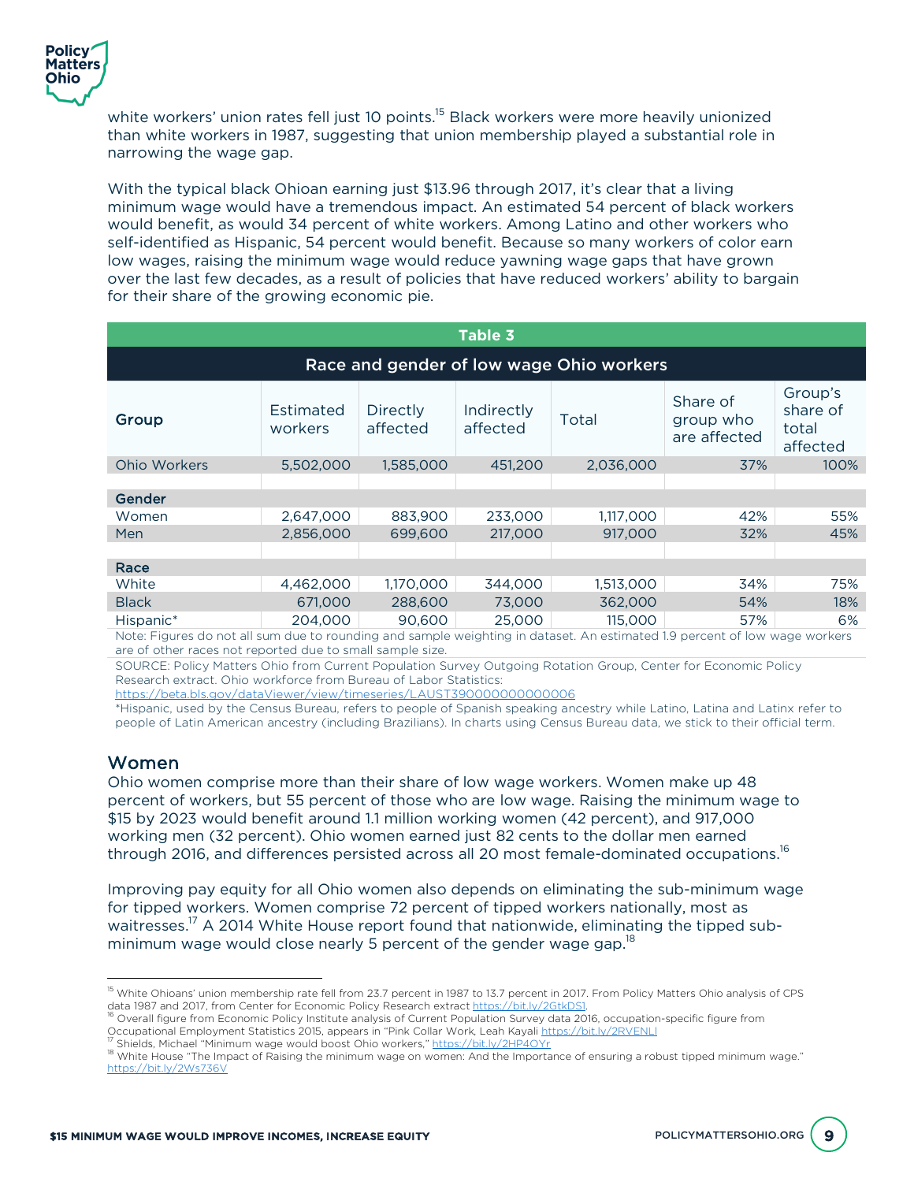white workers' union rates fell just 10 points.[15] Black workers were more heavily unionized than white workers in 1987, suggesting that union membership played a substantial role in narrowing the wage gap.

With the typical black Ohioan earning just $13.96 through 2017, it's clear that a living minimum wage would have a tremendous impact. An estimated 54 percent of black workers would benefit, as would 34 percent of white workers. Among Latino and other workers who self-identified as Hispanic, 54 percent would benefit. Because so many workers of color earn low wages, raising the minimum wage would reduce yawning wage gaps that have grown over the last few decades, as a result of policies that have reduced workers' ability to bargain for their share of the growing economic pie.

**Table 3**

**Race and gender of low wage Ohio workers**

| Group | Estimated workers | Directly affected | Indirectly affected | Total | Share of group who are affected | Group's share of total affected |
|---|---|---|---|---|---|---|
| Ohio Workers | 5,502,000 | 1,585,000 | 451,200 | 2,036,000 | 37% | 100% |
| | | | | | | |
| **Gender** | | | | | | |
| Women | 2,647,000 | 883,900 | 233,000 | 1,117,000 | 42% | 55% |
| Men | 2,856,000 | 699,600 | 217,000 | 917,000 | 32% | 45% |
| | | | | | | |
| **Race** | | | | | | |
| White | 4,462,000 | 1,170,000 | 344,000 | 1,513,000 | 34% | 75% |
| Black | 671,000 | 288,600 | 73,000 | 362,000 | 54% | 18% |
| Hispanic* | 204,000 | 90,600 | 25,000 | 115,000 | 57% | 6% |

Note: Figures do not all sum due to rounding and sample weighting in dataset. An estimated 1.9 percent of low wage workers are of other races not reported due to small sample size.

SOURCE: Policy Matters Ohio from Current Population Survey Outgoing Rotation Group, Center for Economic Policy Research extract. Ohio workforce from Bureau of Labor Statistics: https://beta.bls.gov/dataViewer/view/timeseries/LAUST390000000000006

*Hispanic, used by the Census Bureau, refers to people of Spanish speaking ancestry while Latino, Latina and Latinx refer to people of Latin American ancestry (including Brazilians). In charts using Census Bureau data, we stick to their official term.

## Women

Ohio women comprise more than their share of low wage workers. Women make up 48 percent of workers, but 55 percent of those who are low wage. Raising the minimum wage to $15 by 2023 would benefit around 1.1 million working women (42 percent), and 917,000 working men (32 percent). Ohio women earned just 82 cents to the dollar men earned through 2016, and differences persisted across all 20 most female-dominated occupations.[16]

Improving pay equity for all Ohio women also depends on eliminating the sub-minimum wage for tipped workers. Women comprise 72 percent of tipped workers nationally, most as waitresses.[17] A 2014 White House report found that nationwide, eliminating the tipped sub-minimum wage would close nearly 5 percent of the gender wage gap.[18]

---

[15] White Ohioans' union membership rate fell from 23.7 percent in 1987 to 13.7 percent in 2017. From Policy Matters Ohio analysis of CPS data 1987 and 2017, from Center for Economic Policy Research extract https://bit.ly/2GtkDS1.

[16] Overall figure from Economic Policy Institute analysis of Current Population Survey data 2016, occupation-specific figure from Occupational Employment Statistics 2015, appears in "Pink Collar Work, Leah Kayali https://bit.ly/2RVENLl

[17] Shields, Michael "Minimum wage would boost Ohio workers," https://bit.ly/2HP4OYr

[18] White House "The Impact of Raising the minimum wage on women: And the Importance of ensuring a robust tipped minimum wage." https://bit.ly/2Ws736V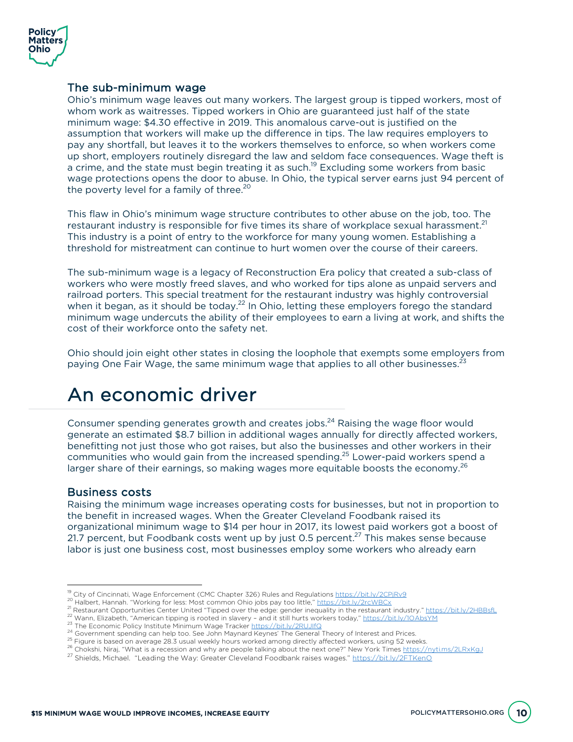### The sub-minimum wage

Ohio's minimum wage leaves out many workers. The largest group is tipped workers, most of whom work as waitresses. Tipped workers in Ohio are guaranteed just half of the state minimum wage: $4.30 effective in 2019. This anomalous carve-out is justified on the assumption that workers will make up the difference in tips. The law requires employers to pay any shortfall, but leaves it to the workers themselves to enforce, so when workers come up short, employers routinely disregard the law and seldom face consequences. Wage theft is a crime, and the state must begin treating it as such.[19] Excluding some workers from basic wage protections opens the door to abuse. In Ohio, the typical server earns just 94 percent of the poverty level for a family of three.[20]

This flaw in Ohio's minimum wage structure contributes to other abuse on the job, too. The restaurant industry is responsible for five times its share of workplace sexual harassment.[21] This industry is a point of entry to the workforce for many young women. Establishing a threshold for mistreatment can continue to hurt women over the course of their careers.

The sub-minimum wage is a legacy of Reconstruction Era policy that created a sub-class of workers who were mostly freed slaves, and who worked for tips alone as unpaid servers and railroad porters. This special treatment for the restaurant industry was highly controversial when it began, as it should be today.[22] In Ohio, letting these employers forego the standard minimum wage undercuts the ability of their employees to earn a living at work, and shifts the cost of their workforce onto the safety net.

Ohio should join eight other states in closing the loophole that exempts some employers from paying One Fair Wage, the same minimum wage that applies to all other businesses.[23]

# An economic driver

Consumer spending generates growth and creates jobs.[24] Raising the wage floor would generate an estimated $8.7 billion in additional wages annually for directly affected workers, benefitting not just those who got raises, but also the businesses and other workers in their communities who would gain from the increased spending.[25] Lower-paid workers spend a larger share of their earnings, so making wages more equitable boosts the economy.[26]

### Business costs

Raising the minimum wage increases operating costs for businesses, but not in proportion to the benefit in increased wages. When the Greater Cleveland Foodbank raised its organizational minimum wage to $14 per hour in 2017, its lowest paid workers got a boost of 21.7 percent, but Foodbank costs went up by just 0.5 percent.[27] This makes sense because labor is just one business cost, most businesses employ some workers who already earn

---

[19] City of Cincinnati, Wage Enforcement (CMC Chapter 326) Rules and Regulations https://bit.ly/2CPiRv9

[20] Halbert, Hannah. "Working for less: Most common Ohio jobs pay too little," https://bit.ly/2rcWBCx

[21] Restaurant Opportunities Center United "Tipped over the edge: gender inequality in the restaurant industry." https://bit.ly/2HBBsfL

[22] Wann, Elizabeth, "American tipping is rooted in slavery – and it still hurts workers today," https://bit.ly/1OAbsYM

[23] The Economic Policy Institute Minimum Wage Tracker https://bit.ly/2RUJlfQ

[24] Government spending can help too. See John Maynard Keynes' The General Theory of Interest and Prices.

[25] Figure is based on average 28.3 usual weekly hours worked among directly affected workers, using 52 weeks.

[26] Chokshi, Niraj, "What is a recession and why are people talking about the next one?" New York Times https://nyti.ms/2LRxKgJ

[27] Shields, Michael. "Leading the Way: Greater Cleveland Foodbank raises wages." https://bit.ly/2FTKenO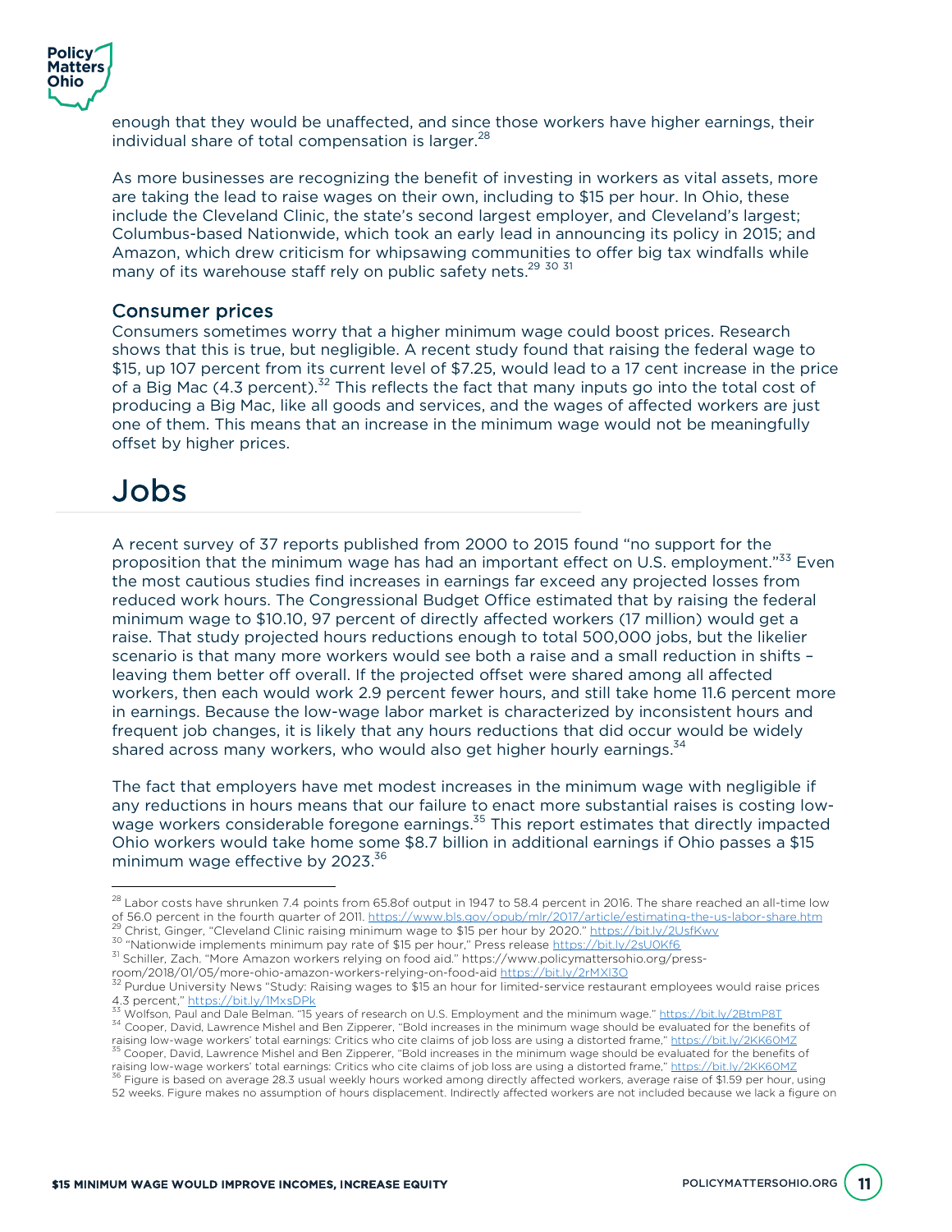enough that they would be unaffected, and since those workers have higher earnings, their individual share of total compensation is larger.[28]

As more businesses are recognizing the benefit of investing in workers as vital assets, more are taking the lead to raise wages on their own, including to $15 per hour. In Ohio, these include the Cleveland Clinic, the state's second largest employer, and Cleveland's largest; Columbus-based Nationwide, which took an early lead in announcing its policy in 2015; and Amazon, which drew criticism for whipsawing communities to offer big tax windfalls while many of its warehouse staff rely on public safety nets.[29] [30] [31]

### Consumer prices

Consumers sometimes worry that a higher minimum wage could boost prices. Research shows that this is true, but negligible. A recent study found that raising the federal wage to $15, up 107 percent from its current level of $7.25, would lead to a 17 cent increase in the price of a Big Mac (4.3 percent).[32] This reflects the fact that many inputs go into the total cost of producing a Big Mac, like all goods and services, and the wages of affected workers are just one of them. This means that an increase in the minimum wage would not be meaningfully offset by higher prices.

## Jobs

A recent survey of 37 reports published from 2000 to 2015 found "no support for the proposition that the minimum wage has had an important effect on U.S. employment."[33] Even the most cautious studies find increases in earnings far exceed any projected losses from reduced work hours. The Congressional Budget Office estimated that by raising the federal minimum wage to $10.10, 97 percent of directly affected workers (17 million) would get a raise. That study projected hours reductions enough to total 500,000 jobs, but the likelier scenario is that many more workers would see both a raise and a small reduction in shifts – leaving them better off overall. If the projected offset were shared among all affected workers, then each would work 2.9 percent fewer hours, and still take home 11.6 percent more in earnings. Because the low-wage labor market is characterized by inconsistent hours and frequent job changes, it is likely that any hours reductions that did occur would be widely shared across many workers, who would also get higher hourly earnings.[34]

The fact that employers have met modest increases in the minimum wage with negligible if any reductions in hours means that our failure to enact more substantial raises is costing low-wage workers considerable foregone earnings.[35] This report estimates that directly impacted Ohio workers would take home some $8.7 billion in additional earnings if Ohio passes a $15 minimum wage effective by 2023.[36]

---

[28] Labor costs have shrunken 7.4 points from 65.8of output in 1947 to 58.4 percent in 2016. The share reached an all-time low of 56.0 percent in the fourth quarter of 2011. https://www.bls.gov/opub/mlr/2017/article/estimating-the-us-labor-share.htm

[29] Christ, Ginger, "Cleveland Clinic raising minimum wage to $15 per hour by 2020." https://bit.ly/2UsfKwv

[30] "Nationwide implements minimum pay rate of $15 per hour," Press release https://bit.ly/2sU0Kf6

[31] Schiller, Zach. "More Amazon workers relying on food aid." https://www.policymattersohio.org/press-room/2018/01/05/more-ohio-amazon-workers-relying-on-food-aid https://bit.ly/2rMXl3O

[32] Purdue University News "Study: Raising wages to $15 an hour for limited-service restaurant employees would raise prices 4.3 percent," https://bit.ly/1MxsDPk

[33] Wolfson, Paul and Dale Belman. "15 years of research on U.S. Employment and the minimum wage." https://bit.ly/2BtmP8T

[34] Cooper, David, Lawrence Mishel and Ben Zipperer, "Bold increases in the minimum wage should be evaluated for the benefits of raising low-wage workers' total earnings: Critics who cite claims of job loss are using a distorted frame," https://bit.ly/2KK6OMZ

[35] Cooper, David, Lawrence Mishel and Ben Zipperer, "Bold increases in the minimum wage should be evaluated for the benefits of raising low-wage workers' total earnings: Critics who cite claims of job loss are using a distorted frame," https://bit.ly/2KK6OMZ

[36] Figure is based on average 28.3 usual weekly hours worked among directly affected workers, average raise of $1.59 per hour, using 52 weeks. Figure makes no assumption of hours displacement. Indirectly affected workers are not included because we lack a figure on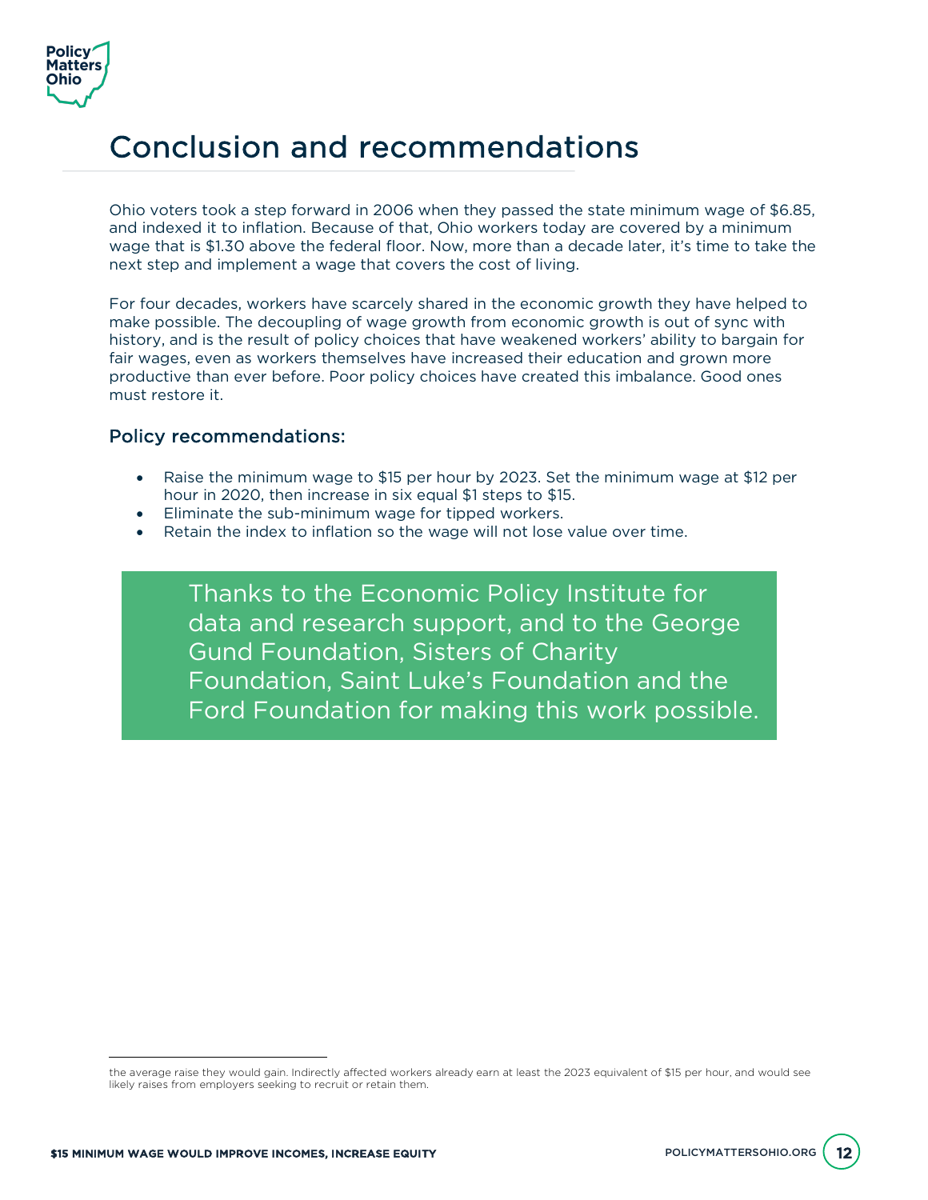# Conclusion and recommendations

Ohio voters took a step forward in 2006 when they passed the state minimum wage of $6.85, and indexed it to inflation. Because of that, Ohio workers today are covered by a minimum wage that is $1.30 above the federal floor. Now, more than a decade later, it's time to take the next step and implement a wage that covers the cost of living.

For four decades, workers have scarcely shared in the economic growth they have helped to make possible. The decoupling of wage growth from economic growth is out of sync with history, and is the result of policy choices that have weakened workers' ability to bargain for fair wages, even as workers themselves have increased their education and grown more productive than ever before. Poor policy choices have created this imbalance. Good ones must restore it.

### Policy recommendations:

- Raise the minimum wage to $15 per hour by 2023. Set the minimum wage at $12 per hour in 2020, then increase in six equal $1 steps to $15.
- Eliminate the sub-minimum wage for tipped workers.
- Retain the index to inflation so the wage will not lose value over time.

Thanks to the Economic Policy Institute for data and research support, and to the George Gund Foundation, Sisters of Charity Foundation, Saint Luke's Foundation and the Ford Foundation for making this work possible.

the average raise they would gain. Indirectly affected workers already earn at least the 2023 equivalent of $15 per hour, and would see likely raises from employers seeking to recruit or retain them.